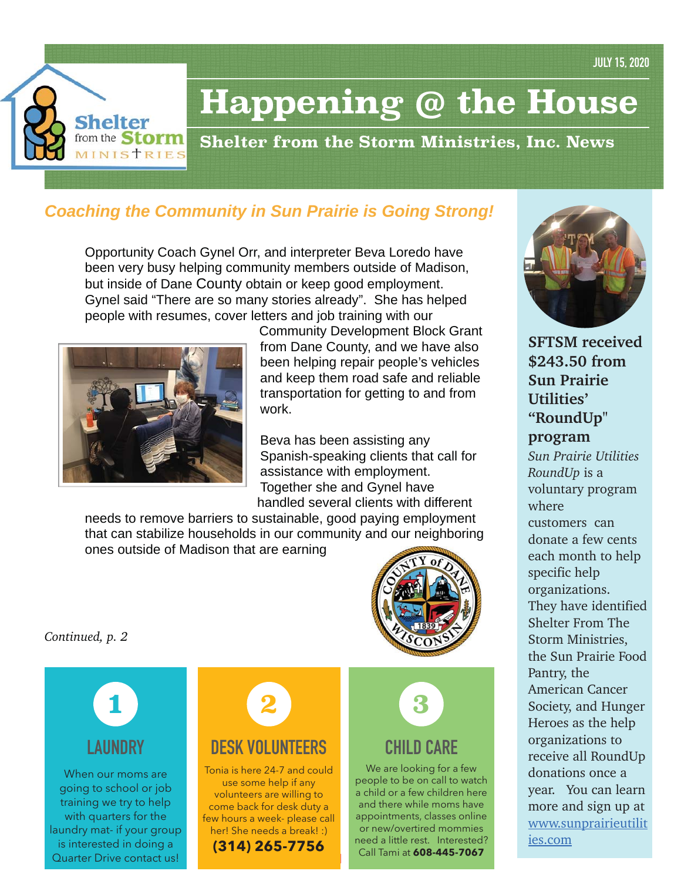JULY 15, 2020

# Happening @ the House

**Shelter from the Storm Ministries, Inc. News**

## *Coaching the Community in Sun Prairie is Going Strong!*

Opportunity Coach Gynel Orr, and interpreter Beva Loredo have been very busy helping community members outside of Madison, but inside of Dane County obtain or keep good employment. Gynel said "There are so many stories already". She has helped people with resumes, cover letters and job training with our Community Development Block Grant from Dane County, and we have also been helping repair people's vehicles and keep them road safe and reliable transportation for getting to and from work.

Beva has been assisting any Spanish-speaking clients that call for assistance with employment. Together she and Gynel have handled several clients with different needs to remove barriers to sustainable, good paying employment that can stabilize households in our community and our neighboring ones outside of Madison that are earning

*Continued, p. 2*

### 1 LAUNDRY

When our moms are going to school or job training we try to help with quarters for the laundry mat- if your group is interested in doing a Quarter Drive contact us!

### 2 DESK VOLUNTEERS

Tonia is here 24-7 and could use some help if any volunteers are willing to come back for desk duty a few hours a week- please call her! She needs a break! :)

**(314) 265-7756**

### 3 CHILD CARE

We are looking for a few people to be on call to watch a child or a few children here and there while moms have appointments, classes online or new/overtired mommies need a little rest. Interested? Call Tami at **608-445-7067**

### SFTSM received $243.50 from Sun Prairie Utilities' "RoundUp" program

*Sun Prairie Utilities RoundUp* is a voluntary program where customers can donate a few cents each month to help specific help organizations. They have identified Shelter From The Storm Ministries, the Sun Prairie Food Pantry, the American Cancer Society, and Hunger Heroes as the help organizations to receive all RoundUp donations once a year. You can learn more and sign up at www.sunprairieutilities.com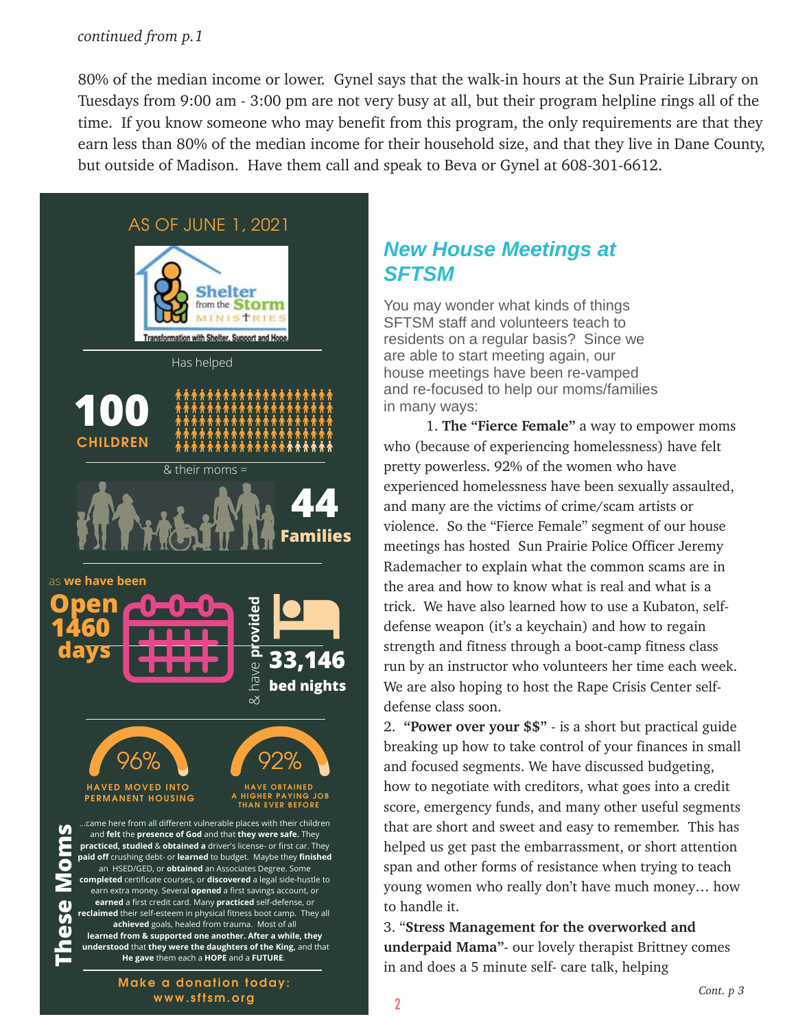*continued from p.1*

80% of the median income or lower. Gynel says that the walk-in hours at the Sun Prairie Library on Tuesdays from 9:00 am - 3:00 pm are not very busy at all, but their program helpline rings all of the time. If you know someone who may benefit from this program, the only requirements are that they earn less than 80% of the median income for their household size, and that they live in Dane County, but outside of Madison. Have them call and speak to Beva or Gynel at 608-301-6612.

AS OF JUNE 1, 2021

Shelter from the Storm MINISTRIES

Transformation with Shelter, Support and Hope

Has helped

**100 CHILDREN**

& their moms =

**44 Families**

as **we have been**

**Open 1460 days**

& have **provided** **33,146 bed nights**

96% HAVED MOVED INTO PERMANENT HOUSING

92% HAVE OBTAINED A HIGHER PAYING JOB THAN EVER BEFORE

**These Moms** ...came here from all different vulnerable places with their children and **felt** the **presence of God** and that **they were safe.** They **practiced, studied** & **obtained a** driver's license- or first car. They **paid off** crushing debt- or **learned** to budget. Maybe they **finished** an HSED/GED, or **obtained** an Associates Degree. Some **completed** certificate courses, or **discovered** a legal side-hustle to earn extra money. Several **opened** a first savings account, or **earned** a first credit card. Many **practiced** self-defense, or **reclaimed** their self-esteem in physical fitness boot camp. They all **achieved** goals, healed from trauma. Most of all **learned from & supported one another. After a while, they understood** that **they were the daughters of the King,** and that **He gave** them each a **HOPE** and a **FUTURE**.

**Make a donation today: www.sftsm.org**

## New House Meetings at SFTSM

You may wonder what kinds of things SFTSM staff and volunteers teach to residents on a regular basis? Since we are able to start meeting again, our house meetings have been re-vamped and re-focused to help our moms/families in many ways:

1. **The "Fierce Female"** a way to empower moms who (because of experiencing homelessness) have felt pretty powerless. 92% of the women who have experienced homelessness have been sexually assaulted, and many are the victims of crime/scam artists or violence. So the "Fierce Female" segment of our house meetings has hosted Sun Prairie Police Officer Jeremy Rademacher to explain what the common scams are in the area and how to know what is real and what is a trick. We have also learned how to use a Kubaton, self-defense weapon (it's a keychain) and how to regain strength and fitness through a boot-camp fitness class run by an instructor who volunteers her time each week. We are also hoping to host the Rape Crisis Center self-defense class soon.

2. **"Power over your $$"** - is a short but practical guide breaking up how to take control of your finances in small and focused segments. We have discussed budgeting, how to negotiate with creditors, what goes into a credit score, emergency funds, and many other useful segments that are short and sweet and easy to remember. This has helped us get past the embarrassment, or short attention span and other forms of resistance when trying to teach young women who really don't have much money… how to handle it.

3. "**Stress Management for the overworked and underpaid Mama"**- our lovely therapist Brittney comes in and does a 5 minute self- care talk, helping

*Cont. p 3*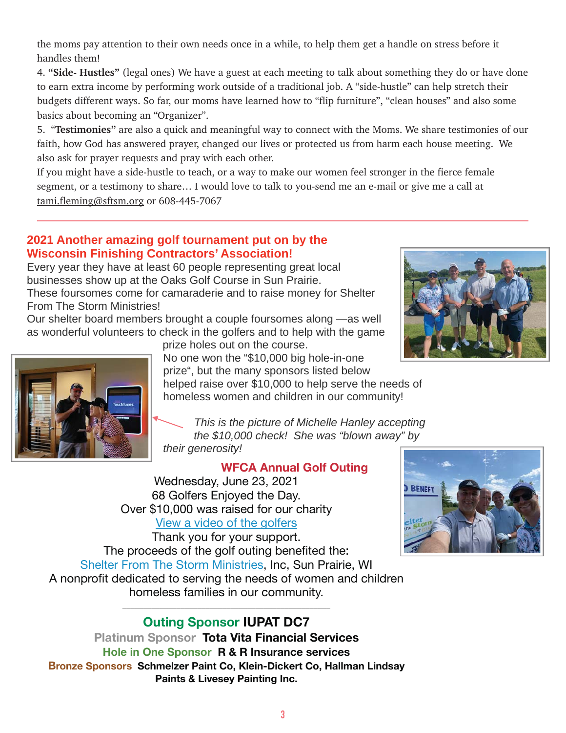the moms pay attention to their own needs once in a while, to help them get a handle on stress before it handles them!

4. **"Side- Hustles"** (legal ones) We have a guest at each meeting to talk about something they do or have done to earn extra income by performing work outside of a traditional job. A "side-hustle" can help stretch their budgets different ways. So far, our moms have learned how to "flip furniture", "clean houses" and also some basics about becoming an "Organizer".

5. **"Testimonies"** are also a quick and meaningful way to connect with the Moms. We share testimonies of our faith, how God has answered prayer, changed our lives or protected us from harm each house meeting. We also ask for prayer requests and pray with each other.

If you might have a side-hustle to teach, or a way to make our women feel stronger in the fierce female segment, or a testimony to share… I would love to talk to you-send me an e-mail or give me a call at tami.fleming@sftsm.org or 608-445-7067

---

## 2021 Another amazing golf tournament put on by the Wisconsin Finishing Contractors' Association!

Every year they have at least 60 people representing great local businesses show up at the Oaks Golf Course in Sun Prairie.
These foursomes come for camaraderie and to raise money for Shelter From The Storm Ministries!
Our shelter board members brought a couple foursomes along —as well as wonderful volunteers to check in the golfers and to help with the game prize holes out on the course.
No one won the "$10,000 big hole-in-one prize", but the many sponsors listed below helped raise over $10,000 to help serve the needs of homeless women and children in our community!

*This is the picture of Michelle Hanley accepting the $10,000 check! She was "blown away" by their generosity!*

### WFCA Annual Golf Outing

Wednesday, June 23, 2021
68 Golfers Enjoyed the Day.
Over $10,000 was raised for our charity
View a video of the golfers
Thank you for your support.
The proceeds of the golf outing benefited the:
Shelter From The Storm Ministries, Inc, Sun Prairie, WI
A nonprofit dedicated to serving the needs of women and children homeless families in our community.

---

**Outing Sponsor IUPAT DC7**
**Platinum Sponsor Tota Vita Financial Services**
**Hole in One Sponsor R & R Insurance services**
**Bronze Sponsors Schmelzer Paint Co, Klein-Dickert Co, Hallman Lindsay Paints & Livesey Painting Inc.**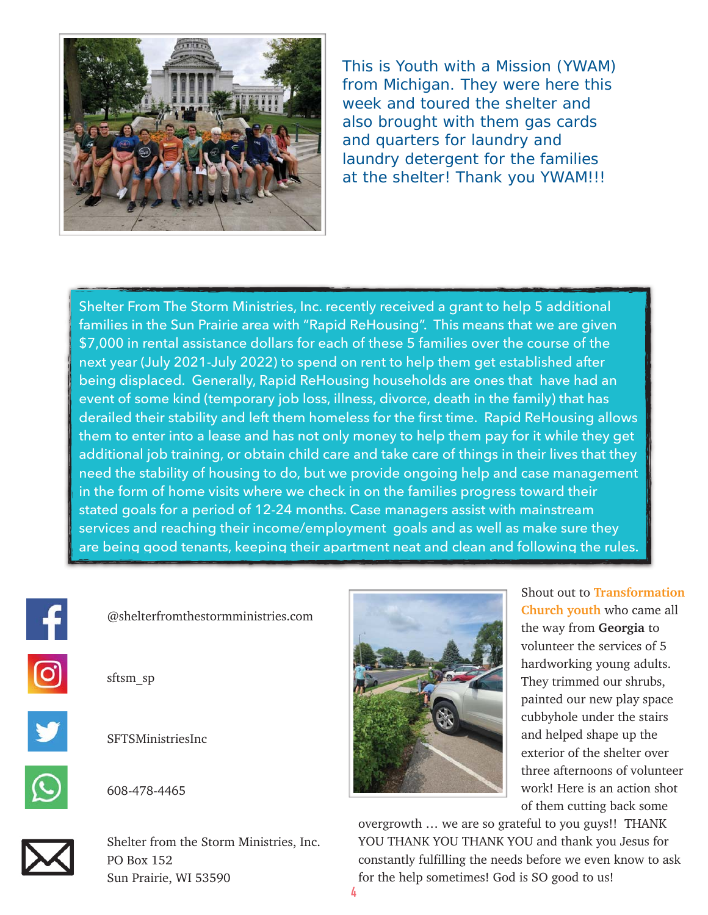This is Youth with a Mission (YWAM) from Michigan. They were here this week and toured the shelter and also brought with them gas cards and quarters for laundry and laundry detergent for the families at the shelter! Thank you YWAM!!!

Shelter From The Storm Ministries, Inc. recently received a grant to help 5 additional families in the Sun Prairie area with "Rapid ReHousing". This means that we are given $7,000 in rental assistance dollars for each of these 5 families over the course of the next year (July 2021-July 2022) to spend on rent to help them get established after being displaced. Generally, Rapid ReHousing households are ones that have had an event of some kind (temporary job loss, illness, divorce, death in the family) that has derailed their stability and left them homeless for the first time. Rapid ReHousing allows them to enter into a lease and has not only money to help them pay for it while they get additional job training, or obtain child care and take care of things in their lives that they need the stability of housing to do, but we provide ongoing help and case management in the form of home visits where we check in on the families progress toward their stated goals for a period of 12-24 months. Case managers assist with mainstream services and reaching their income/employment goals and as well as make sure they are being good tenants, keeping their apartment neat and clean and following the rules.

@shelterfromthestormministries.com

sftsm_sp

SFTSMinistriesInc

608-478-4465

Shelter from the Storm Ministries, Inc.
PO Box 152
Sun Prairie, WI 53590

Shout out to **Transformation Church youth** who came all the way from **Georgia** to volunteer the services of 5 hardworking young adults. They trimmed our shrubs, painted our new play space cubbyhole under the stairs and helped shape up the exterior of the shelter over three afternoons of volunteer work! Here is an action shot of them cutting back some overgrowth … we are so grateful to you guys!! THANK YOU THANK YOU THANK YOU and thank you Jesus for constantly fulfilling the needs before we even know to ask for the help sometimes! God is SO good to us!